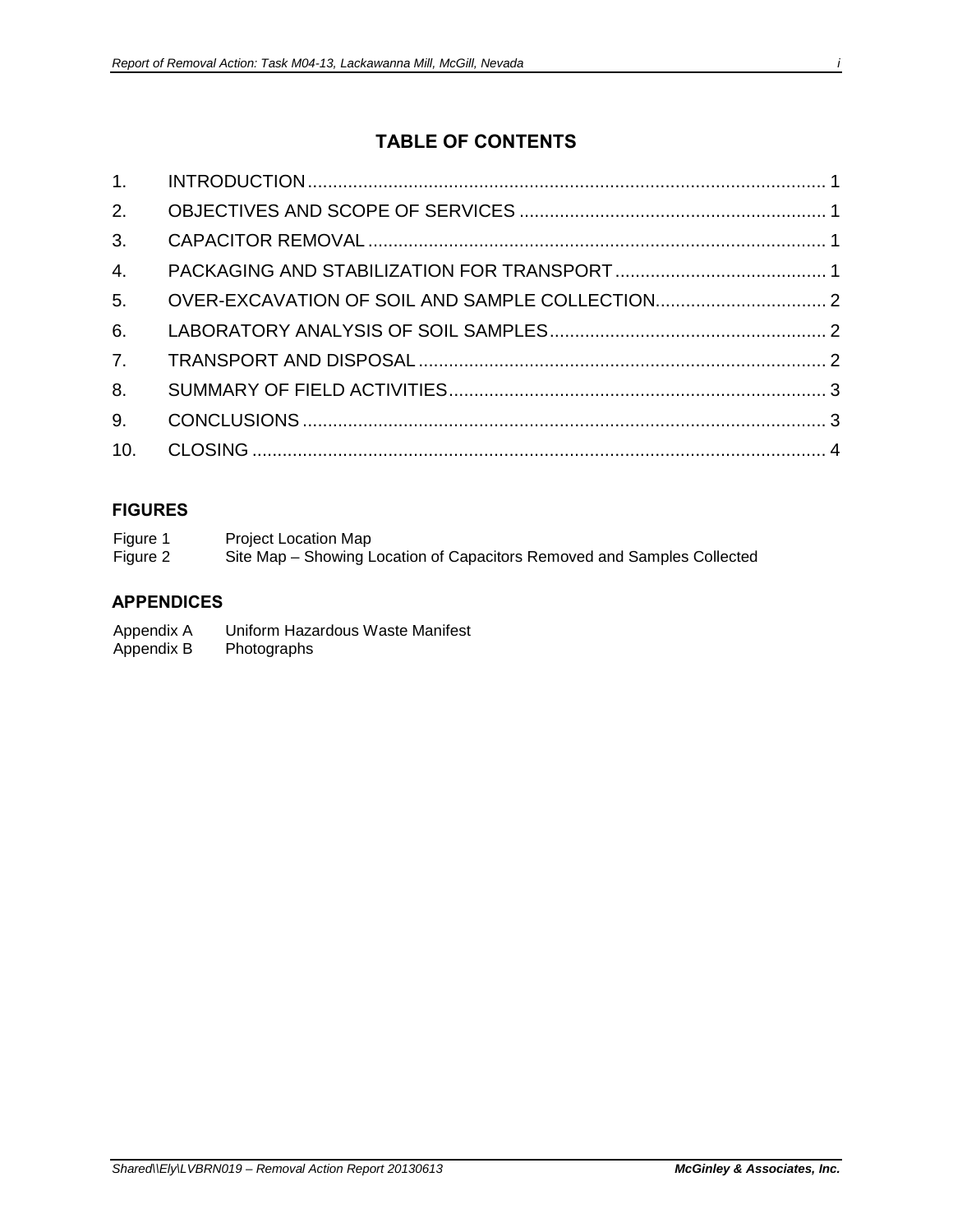# TABLE OF CONTENTS

| | | |
|---|---|---|
| 1. | INTRODUCTION | 1 |
| 2. | OBJECTIVES AND SCOPE OF SERVICES | 1 |
| 3. | CAPACITOR REMOVAL | 1 |
| 4. | PACKAGING AND STABILIZATION FOR TRANSPORT | 1 |
| 5. | OVER-EXCAVATION OF SOIL AND SAMPLE COLLECTION | 2 |
| 6. | LABORATORY ANALYSIS OF SOIL SAMPLES | 2 |
| 7. | TRANSPORT AND DISPOSAL | 2 |
| 8. | SUMMARY OF FIELD ACTIVITIES | 3 |
| 9. | CONCLUSIONS | 3 |
| 10. | CLOSING | 4 |

## FIGURES

Figure 1 Project Location Map
Figure 2 Site Map – Showing Location of Capacitors Removed and Samples Collected

## APPENDICES

Appendix A Uniform Hazardous Waste Manifest
Appendix B Photographs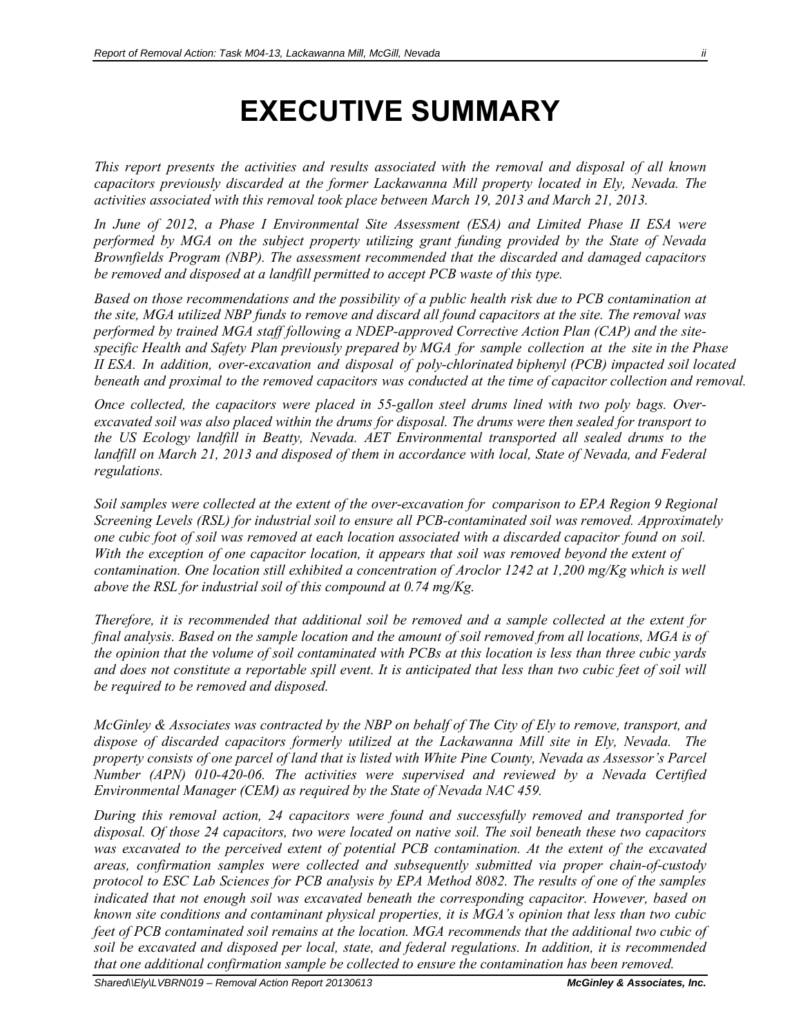# EXECUTIVE SUMMARY

*This report presents the activities and results associated with the removal and disposal of all known capacitors previously discarded at the former Lackawanna Mill property located in Ely, Nevada. The activities associated with this removal took place between March 19, 2013 and March 21, 2013.*

*In June of 2012, a Phase I Environmental Site Assessment (ESA) and Limited Phase II ESA were performed by MGA on the subject property utilizing grant funding provided by the State of Nevada Brownfields Program (NBP). The assessment recommended that the discarded and damaged capacitors be removed and disposed at a landfill permitted to accept PCB waste of this type.*

*Based on those recommendations and the possibility of a public health risk due to PCB contamination at the site, MGA utilized NBP funds to remove and discard all found capacitors at the site. The removal was performed by trained MGA staff following a NDEP-approved Corrective Action Plan (CAP) and the site-specific Health and Safety Plan previously prepared by MGA for sample collection at the site in the Phase II ESA. In addition, over-excavation and disposal of poly-chlorinated biphenyl (PCB) impacted soil located beneath and proximal to the removed capacitors was conducted at the time of capacitor collection and removal.*

*Once collected, the capacitors were placed in 55-gallon steel drums lined with two poly bags. Over-excavated soil was also placed within the drums for disposal. The drums were then sealed for transport to the US Ecology landfill in Beatty, Nevada. AET Environmental transported all sealed drums to the landfill on March 21, 2013 and disposed of them in accordance with local, State of Nevada, and Federal regulations.*

*Soil samples were collected at the extent of the over-excavation for comparison to EPA Region 9 Regional Screening Levels (RSL) for industrial soil to ensure all PCB-contaminated soil was removed. Approximately one cubic foot of soil was removed at each location associated with a discarded capacitor found on soil. With the exception of one capacitor location, it appears that soil was removed beyond the extent of contamination. One location still exhibited a concentration of Aroclor 1242 at 1,200 mg/Kg which is well above the RSL for industrial soil of this compound at 0.74 mg/Kg.*

*Therefore, it is recommended that additional soil be removed and a sample collected at the extent for final analysis. Based on the sample location and the amount of soil removed from all locations, MGA is of the opinion that the volume of soil contaminated with PCBs at this location is less than three cubic yards and does not constitute a reportable spill event. It is anticipated that less than two cubic feet of soil will be required to be removed and disposed.*

*McGinley & Associates was contracted by the NBP on behalf of The City of Ely to remove, transport, and dispose of discarded capacitors formerly utilized at the Lackawanna Mill site in Ely, Nevada. The property consists of one parcel of land that is listed with White Pine County, Nevada as Assessor's Parcel Number (APN) 010-420-06. The activities were supervised and reviewed by a Nevada Certified Environmental Manager (CEM) as required by the State of Nevada NAC 459.*

*During this removal action, 24 capacitors were found and successfully removed and transported for disposal. Of those 24 capacitors, two were located on native soil. The soil beneath these two capacitors was excavated to the perceived extent of potential PCB contamination. At the extent of the excavated areas, confirmation samples were collected and subsequently submitted via proper chain-of-custody protocol to ESC Lab Sciences for PCB analysis by EPA Method 8082. The results of one of the samples indicated that not enough soil was excavated beneath the corresponding capacitor. However, based on known site conditions and contaminant physical properties, it is MGA's opinion that less than two cubic feet of PCB contaminated soil remains at the location. MGA recommends that the additional two cubic of soil be excavated and disposed per local, state, and federal regulations. In addition, it is recommended that one additional confirmation sample be collected to ensure the contamination has been removed.*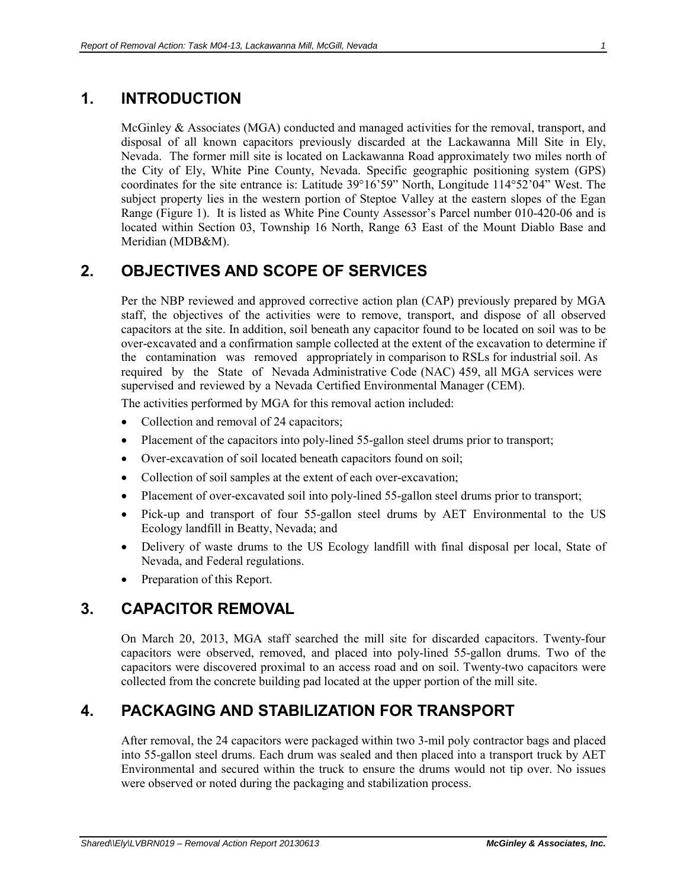# 1. INTRODUCTION

McGinley & Associates (MGA) conducted and managed activities for the removal, transport, and disposal of all known capacitors previously discarded at the Lackawanna Mill Site in Ely, Nevada. The former mill site is located on Lackawanna Road approximately two miles north of the City of Ely, White Pine County, Nevada. Specific geographic positioning system (GPS) coordinates for the site entrance is: Latitude 39°16'59" North, Longitude 114°52'04" West. The subject property lies in the western portion of Steptoe Valley at the eastern slopes of the Egan Range (Figure 1). It is listed as White Pine County Assessor's Parcel number 010-420-06 and is located within Section 03, Township 16 North, Range 63 East of the Mount Diablo Base and Meridian (MDB&M).

# 2. OBJECTIVES AND SCOPE OF SERVICES

Per the NBP reviewed and approved corrective action plan (CAP) previously prepared by MGA staff, the objectives of the activities were to remove, transport, and dispose of all observed capacitors at the site. In addition, soil beneath any capacitor found to be located on soil was to be over-excavated and a confirmation sample collected at the extent of the excavation to determine if the contamination was removed appropriately in comparison to RSLs for industrial soil. As required by the State of Nevada Administrative Code (NAC) 459, all MGA services were supervised and reviewed by a Nevada Certified Environmental Manager (CEM).

The activities performed by MGA for this removal action included:

- Collection and removal of 24 capacitors;
- Placement of the capacitors into poly-lined 55-gallon steel drums prior to transport;
- Over-excavation of soil located beneath capacitors found on soil;
- Collection of soil samples at the extent of each over-excavation;
- Placement of over-excavated soil into poly-lined 55-gallon steel drums prior to transport;
- Pick-up and transport of four 55-gallon steel drums by AET Environmental to the US Ecology landfill in Beatty, Nevada; and
- Delivery of waste drums to the US Ecology landfill with final disposal per local, State of Nevada, and Federal regulations.
- Preparation of this Report.

# 3. CAPACITOR REMOVAL

On March 20, 2013, MGA staff searched the mill site for discarded capacitors. Twenty-four capacitors were observed, removed, and placed into poly-lined 55-gallon drums. Two of the capacitors were discovered proximal to an access road and on soil. Twenty-two capacitors were collected from the concrete building pad located at the upper portion of the mill site.

# 4. PACKAGING AND STABILIZATION FOR TRANSPORT

After removal, the 24 capacitors were packaged within two 3-mil poly contractor bags and placed into 55-gallon steel drums. Each drum was sealed and then placed into a transport truck by AET Environmental and secured within the truck to ensure the drums would not tip over. No issues were observed or noted during the packaging and stabilization process.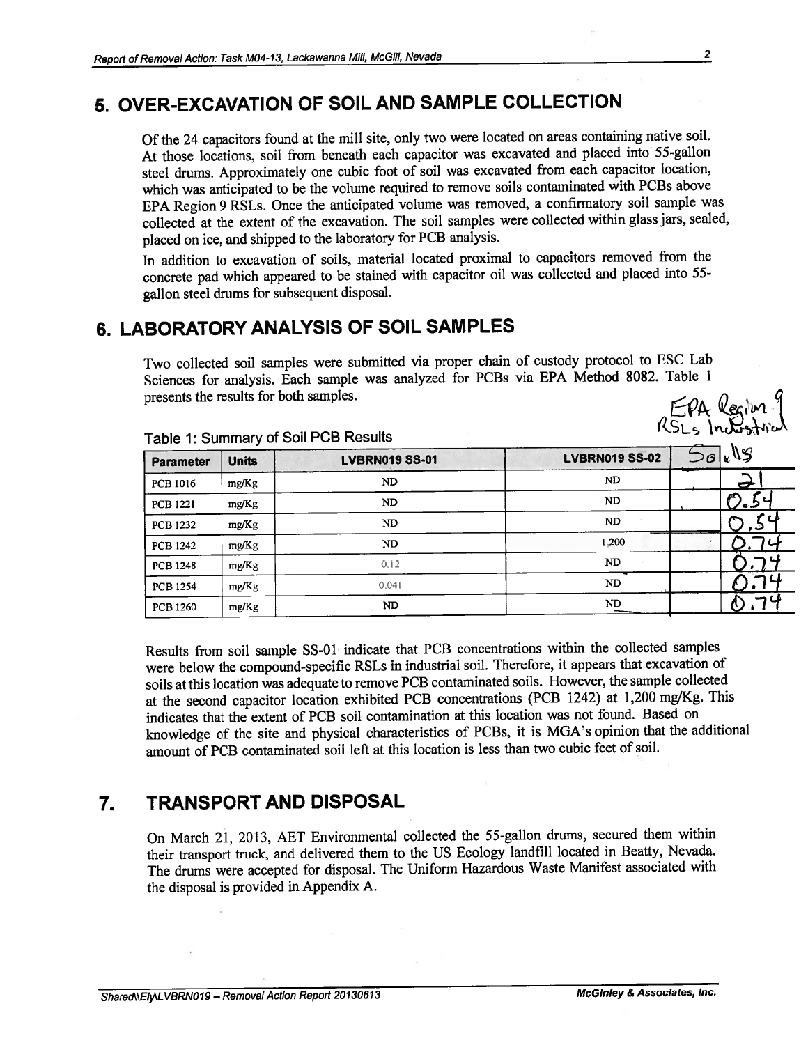## 5. OVER-EXCAVATION OF SOIL AND SAMPLE COLLECTION

Of the 24 capacitors found at the mill site, only two were located on areas containing native soil. At those locations, soil from beneath each capacitor was excavated and placed into 55-gallon steel drums. Approximately one cubic foot of soil was excavated from each capacitor location, which was anticipated to be the volume required to remove soils contaminated with PCBs above EPA Region 9 RSLs. Once the anticipated volume was removed, a confirmatory soil sample was collected at the extent of the excavation. The soil samples were collected within glass jars, sealed, placed on ice, and shipped to the laboratory for PCB analysis.

In addition to excavation of soils, material located proximal to capacitors removed from the concrete pad which appeared to be stained with capacitor oil was collected and placed into 55-gallon steel drums for subsequent disposal.

## 6. LABORATORY ANALYSIS OF SOIL SAMPLES

Two collected soil samples were submitted via proper chain of custody protocol to ESC Lab Sciences for analysis. Each sample was analyzed for PCBs via EPA Method 8082. Table 1 presents the results for both samples.

Table 1: Summary of Soil PCB Results

| Parameter | Units | LVBRN019 SS-01 | LVBRN019 SS-02 | EPA Region 9 RSLs Industrial Soils |
|---|---|---|---|---|
| PCB 1016 | mg/Kg | ND | ND | 21 |
| PCB 1221 | mg/Kg | ND | ND | 0.54 |
| PCB 1232 | mg/Kg | ND | ND | 0.54 |
| PCB 1242 | mg/Kg | ND | 1,200 | 0.74 |
| PCB 1248 | mg/Kg | 0.12 | ND | 0.74 |
| PCB 1254 | mg/Kg | 0.041 | ND | 0.74 |
| PCB 1260 | mg/Kg | ND | ND | 0.74 |

Results from soil sample SS-01 indicate that PCB concentrations within the collected samples were below the compound-specific RSLs in industrial soil. Therefore, it appears that excavation of soils at this location was adequate to remove PCB contaminated soils. However, the sample collected at the second capacitor location exhibited PCB concentrations (PCB 1242) at 1,200 mg/Kg. This indicates that the extent of PCB soil contamination at this location was not found. Based on knowledge of the site and physical characteristics of PCBs, it is MGA's opinion that the additional amount of PCB contaminated soil left at this location is less than two cubic feet of soil.

## 7. TRANSPORT AND DISPOSAL

On March 21, 2013, AET Environmental collected the 55-gallon drums, secured them within their transport truck, and delivered them to the US Ecology landfill located in Beatty, Nevada. The drums were accepted for disposal. The Uniform Hazardous Waste Manifest associated with the disposal is provided in Appendix A.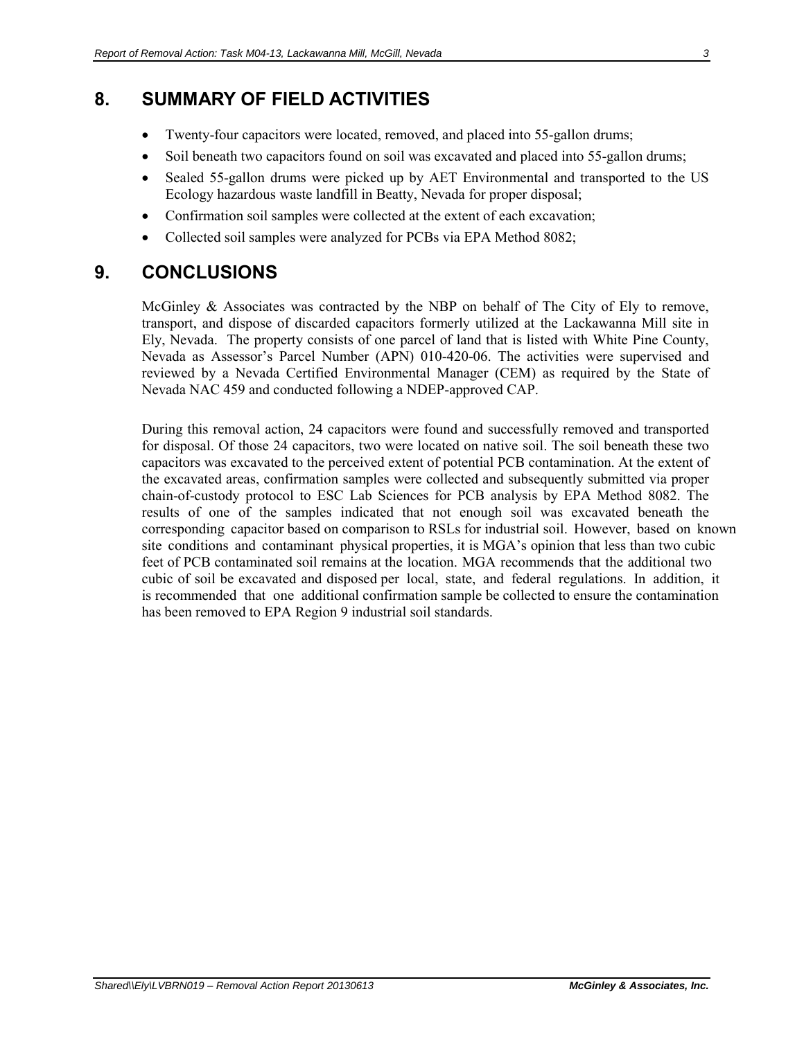## 8. SUMMARY OF FIELD ACTIVITIES

- Twenty-four capacitors were located, removed, and placed into 55-gallon drums;
- Soil beneath two capacitors found on soil was excavated and placed into 55-gallon drums;
- Sealed 55-gallon drums were picked up by AET Environmental and transported to the US Ecology hazardous waste landfill in Beatty, Nevada for proper disposal;
- Confirmation soil samples were collected at the extent of each excavation;
- Collected soil samples were analyzed for PCBs via EPA Method 8082;

## 9. CONCLUSIONS

McGinley & Associates was contracted by the NBP on behalf of The City of Ely to remove, transport, and dispose of discarded capacitors formerly utilized at the Lackawanna Mill site in Ely, Nevada. The property consists of one parcel of land that is listed with White Pine County, Nevada as Assessor's Parcel Number (APN) 010-420-06. The activities were supervised and reviewed by a Nevada Certified Environmental Manager (CEM) as required by the State of Nevada NAC 459 and conducted following a NDEP-approved CAP.

During this removal action, 24 capacitors were found and successfully removed and transported for disposal. Of those 24 capacitors, two were located on native soil. The soil beneath these two capacitors was excavated to the perceived extent of potential PCB contamination. At the extent of the excavated areas, confirmation samples were collected and subsequently submitted via proper chain-of-custody protocol to ESC Lab Sciences for PCB analysis by EPA Method 8082. The results of one of the samples indicated that not enough soil was excavated beneath the corresponding capacitor based on comparison to RSLs for industrial soil. However, based on known site conditions and contaminant physical properties, it is MGA's opinion that less than two cubic feet of PCB contaminated soil remains at the location. MGA recommends that the additional two cubic of soil be excavated and disposed per local, state, and federal regulations. In addition, it is recommended that one additional confirmation sample be collected to ensure the contamination has been removed to EPA Region 9 industrial soil standards.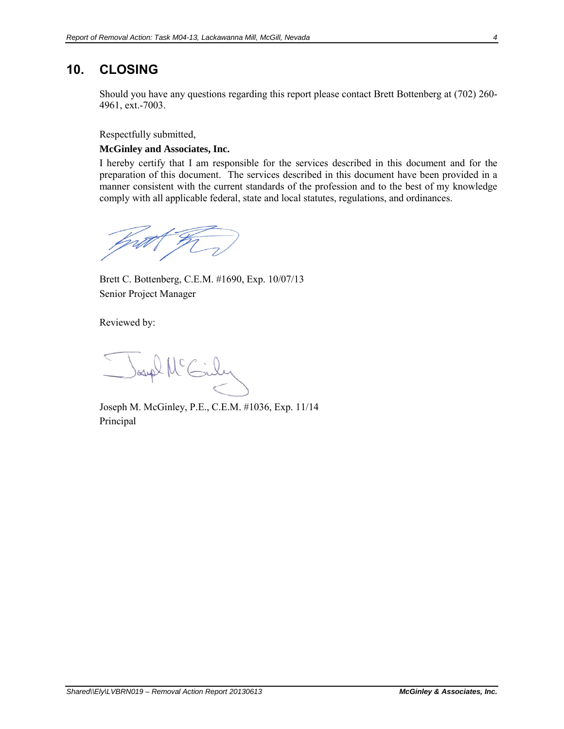## 10. CLOSING

Should you have any questions regarding this report please contact Brett Bottenberg at (702) 260-4961, ext.-7003.

Respectfully submitted,

**McGinley and Associates, Inc.**

I hereby certify that I am responsible for the services described in this document and for the preparation of this document. The services described in this document have been provided in a manner consistent with the current standards of the profession and to the best of my knowledge comply with all applicable federal, state and local statutes, regulations, and ordinances.

Brett C. Bottenberg, C.E.M. #1690, Exp. 10/07/13
Senior Project Manager

Reviewed by:

Joseph M. McGinley, P.E., C.E.M. #1036, Exp. 11/14
Principal